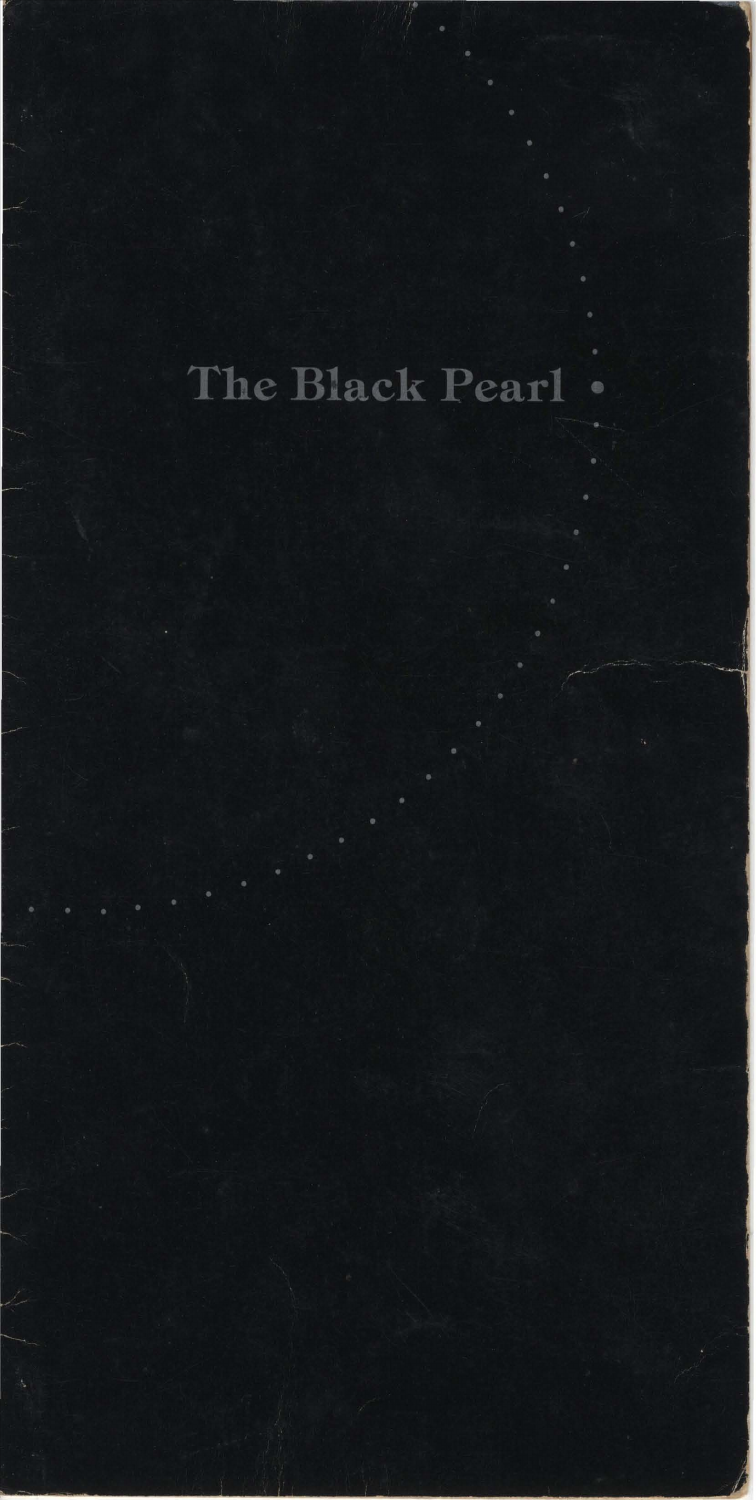# The Black Pearl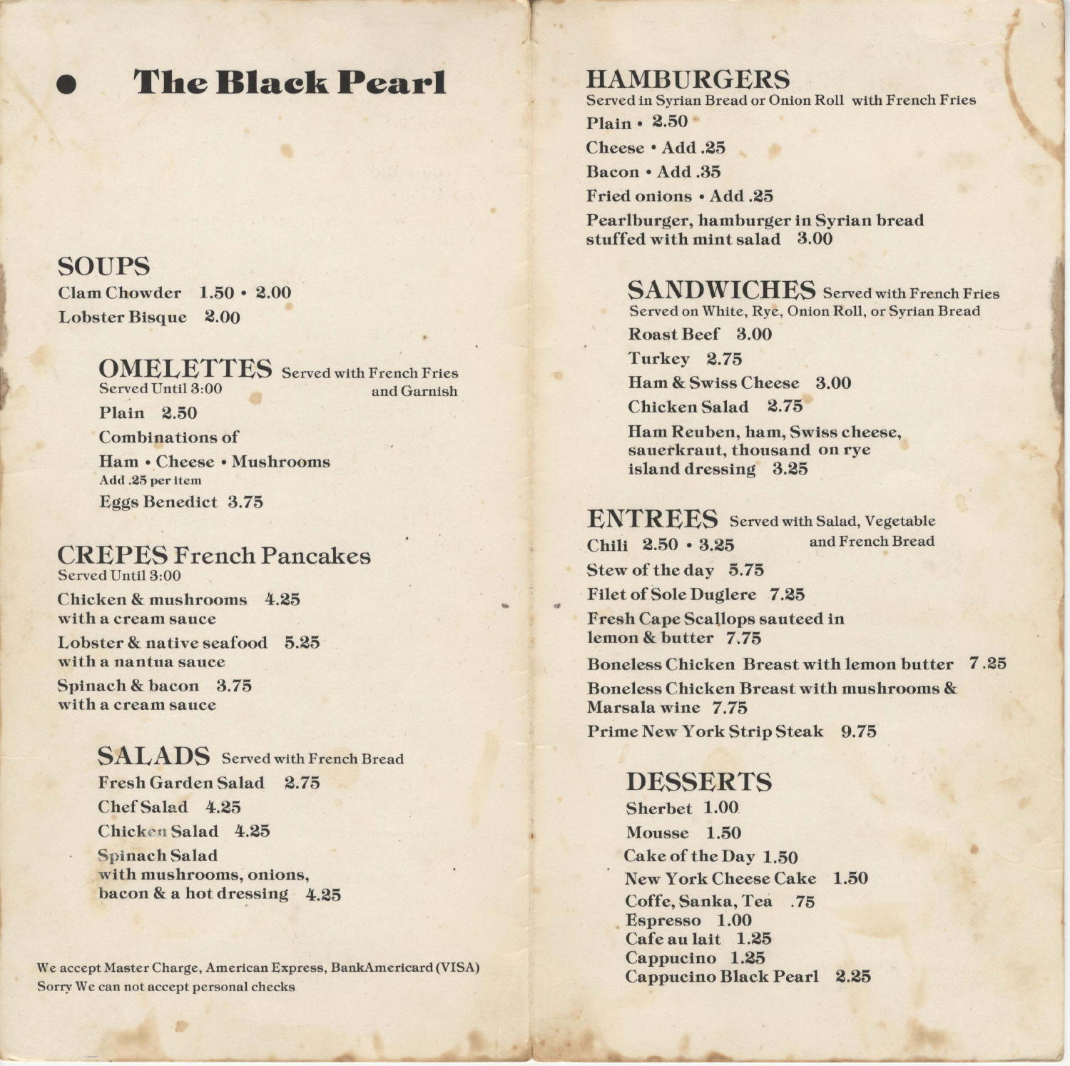# The Black Pearl

## SOUPS

Clam Chowder 1.50 • 2.00

Lobster Bisque 2.00

## OMELETTES Served with French Fries and Garnish

Served Until 3:00

Plain 2.50

Combinations of

Ham • Cheese • Mushrooms

Add .25 per item

Eggs Benedict 3.75

## CREPES French Pancakes

Served Until 3:00

Chicken & mushrooms 4.25
with a cream sauce

Lobster & native seafood 5.25
with a nantua sauce

Spinach & bacon 3.75
with a cream sauce

## SALADS Served with French Bread

Fresh Garden Salad 2.75

Chef Salad 4.25

Chicken Salad 4.25

Spinach Salad
with mushrooms, onions,
bacon & a hot dressing 4.25

We accept Master Charge, American Express, BankAmericard (VISA)
Sorry We can not accept personal checks

## HAMBURGERS

Served in Syrian Bread or Onion Roll with French Fries

Plain • 2.50

Cheese • Add .25

Bacon • Add .35

Fried onions • Add .25

Pearlburger, hamburger in Syrian bread
stuffed with mint salad 3.00

## SANDWICHES Served with French Fries

Served on White, Rye, Onion Roll, or Syrian Bread

Roast Beef 3.00

Turkey 2.75

Ham & Swiss Cheese 3.00

Chicken Salad 2.75

Ham Reuben, ham, Swiss cheese,
sauerkraut, thousand island dressing on rye 3.25

## ENTREES Served with Salad, Vegetable and French Bread

Chili 2.50 • 3.25

Stew of the day 5.75

Filet of Sole Duglere 7.25

Fresh Cape Scallops sauteed in
lemon & butter 7.75

Boneless Chicken Breast with lemon butter 7.25

Boneless Chicken Breast with mushrooms &
Marsala wine 7.75

Prime New York Strip Steak 9.75

## DESSERTS

Sherbet 1.00

Mousse 1.50

Cake of the Day 1.50

New York Cheese Cake 1.50

Coffe, Sanka, Tea .75

Espresso 1.00

Cafe au lait 1.25

Cappucino 1.25

Cappucino Black Pearl 2.25